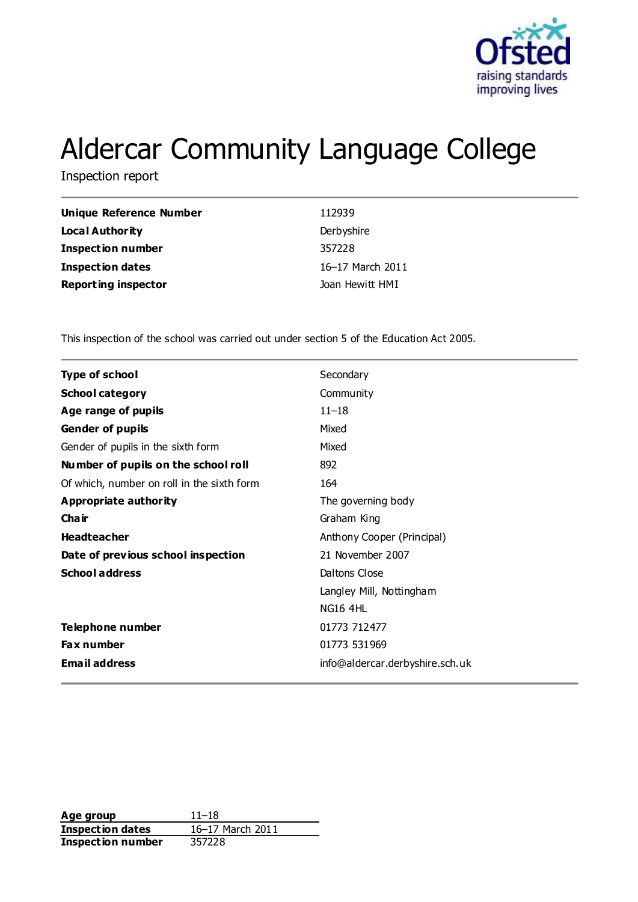# Aldercar Community Language College

Inspection report

| | |
|---|---|
| **Unique Reference Number** | 112939 |
| **Local Authority** | Derbyshire |
| **Inspection number** | 357228 |
| **Inspection dates** | 16–17 March 2011 |
| **Reporting inspector** | Joan Hewitt HMI |

This inspection of the school was carried out under section 5 of the Education Act 2005.

| | |
|---|---|
| **Type of school** | Secondary |
| **School category** | Community |
| **Age range of pupils** | 11–18 |
| **Gender of pupils** | Mixed |
| Gender of pupils in the sixth form | Mixed |
| **Number of pupils on the school roll** | 892 |
| Of which, number on roll in the sixth form | 164 |
| **Appropriate authority** | The governing body |
| **Chair** | Graham King |
| **Headteacher** | Anthony Cooper (Principal) |
| **Date of previous school inspection** | 21 November 2007 |
| **School address** | Daltons Close<br>Langley Mill, Nottingham<br>NG16 4HL |
| **Telephone number** | 01773 712477 |
| **Fax number** | 01773 531969 |
| **Email address** | info@aldercar.derbyshire.sch.uk |

| | |
|---|---|
| **Age group** | 11–18 |
| **Inspection dates** | 16–17 March 2011 |
| **Inspection number** | 357228 |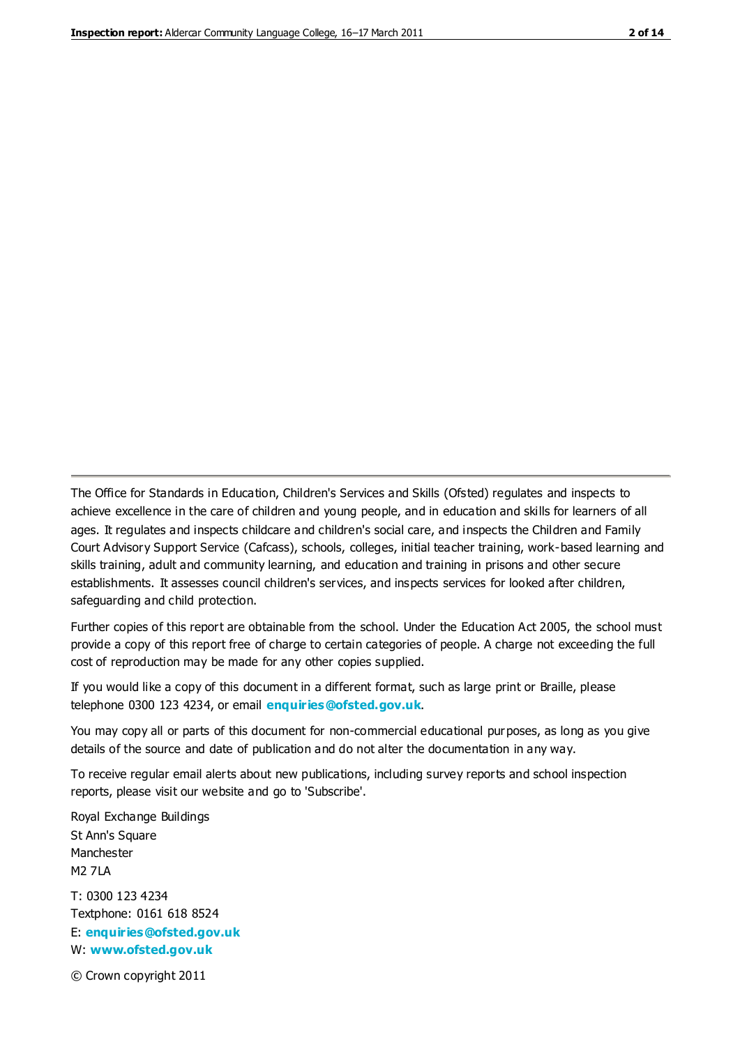The Office for Standards in Education, Children's Services and Skills (Ofsted) regulates and inspects to achieve excellence in the care of children and young people, and in education and skills for learners of all ages. It regulates and inspects childcare and children's social care, and inspects the Children and Family Court Advisory Support Service (Cafcass), schools, colleges, initial teacher training, work-based learning and skills training, adult and community learning, and education and training in prisons and other secure establishments. It assesses council children's services, and inspects services for looked after children, safeguarding and child protection.

Further copies of this report are obtainable from the school. Under the Education Act 2005, the school must provide a copy of this report free of charge to certain categories of people. A charge not exceeding the full cost of reproduction may be made for any other copies supplied.

If you would like a copy of this document in a different format, such as large print or Braille, please telephone 0300 123 4234, or email **enquiries@ofsted.gov.uk**.

You may copy all or parts of this document for non-commercial educational purposes, as long as you give details of the source and date of publication and do not alter the documentation in any way.

To receive regular email alerts about new publications, including survey reports and school inspection reports, please visit our website and go to 'Subscribe'.

Royal Exchange Buildings
St Ann's Square
Manchester
M2 7LA

T: 0300 123 4234
Textphone: 0161 618 8524
E: **enquiries@ofsted.gov.uk**
W: **www.ofsted.gov.uk**

© Crown copyright 2011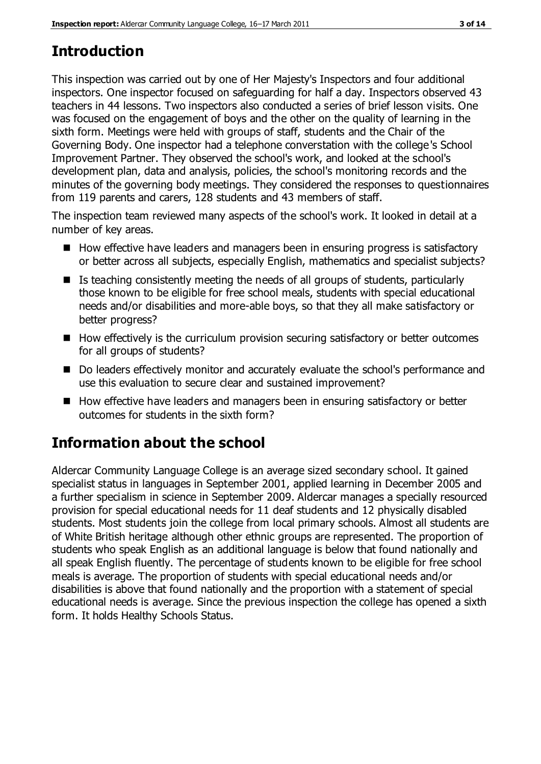## Introduction

This inspection was carried out by one of Her Majesty's Inspectors and four additional inspectors. One inspector focused on safeguarding for half a day. Inspectors observed 43 teachers in 44 lessons. Two inspectors also conducted a series of brief lesson visits. One was focused on the engagement of boys and the other on the quality of learning in the sixth form. Meetings were held with groups of staff, students and the Chair of the Governing Body. One inspector had a telephone converstation with the college's School Improvement Partner. They observed the school's work, and looked at the school's development plan, data and analysis, policies, the school's monitoring records and the minutes of the governing body meetings. They considered the responses to questionnaires from 119 parents and carers, 128 students and 43 members of staff.

The inspection team reviewed many aspects of the school's work. It looked in detail at a number of key areas.

- How effective have leaders and managers been in ensuring progress is satisfactory or better across all subjects, especially English, mathematics and specialist subjects?
- Is teaching consistently meeting the needs of all groups of students, particularly those known to be eligible for free school meals, students with special educational needs and/or disabilities and more-able boys, so that they all make satisfactory or better progress?
- How effectively is the curriculum provision securing satisfactory or better outcomes for all groups of students?
- Do leaders effectively monitor and accurately evaluate the school's performance and use this evaluation to secure clear and sustained improvement?
- How effective have leaders and managers been in ensuring satisfactory or better outcomes for students in the sixth form?

## Information about the school

Aldercar Community Language College is an average sized secondary school. It gained specialist status in languages in September 2001, applied learning in December 2005 and a further specialism in science in September 2009. Aldercar manages a specially resourced provision for special educational needs for 11 deaf students and 12 physically disabled students. Most students join the college from local primary schools. Almost all students are of White British heritage although other ethnic groups are represented. The proportion of students who speak English as an additional language is below that found nationally and all speak English fluently. The percentage of students known to be eligible for free school meals is average. The proportion of students with special educational needs and/or disabilities is above that found nationally and the proportion with a statement of special educational needs is average. Since the previous inspection the college has opened a sixth form. It holds Healthy Schools Status.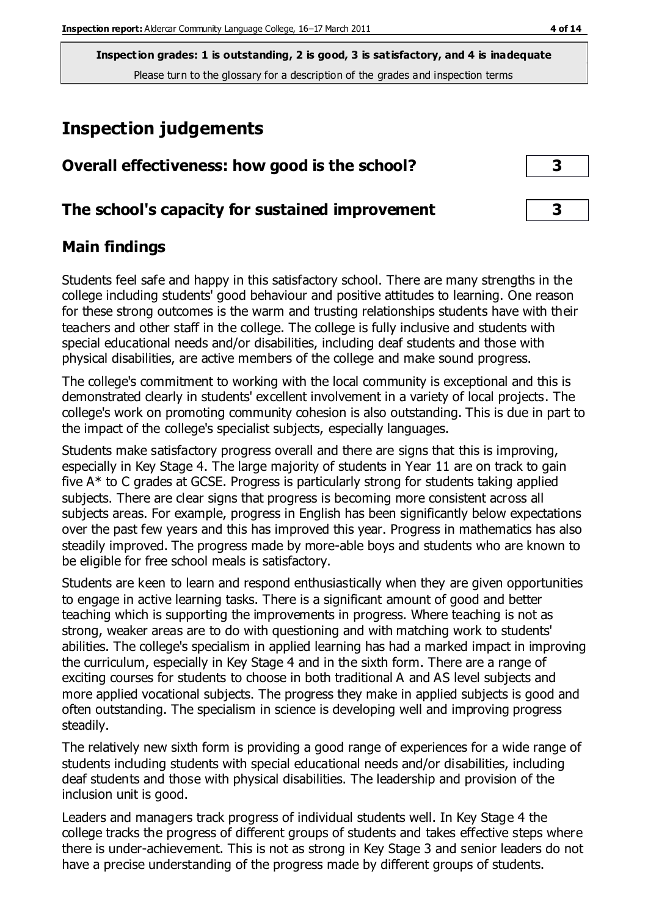**Inspection grades: 1 is outstanding, 2 is good, 3 is satisfactory, and 4 is inadequate**
Please turn to the glossary for a description of the grades and inspection terms

# Inspection judgements

## Overall effectiveness: how good is the school? 3

## The school's capacity for sustained improvement 3

## Main findings

Students feel safe and happy in this satisfactory school. There are many strengths in the college including students' good behaviour and positive attitudes to learning. One reason for these strong outcomes is the warm and trusting relationships students have with their teachers and other staff in the college. The college is fully inclusive and students with special educational needs and/or disabilities, including deaf students and those with physical disabilities, are active members of the college and make sound progress.

The college's commitment to working with the local community is exceptional and this is demonstrated clearly in students' excellent involvement in a variety of local projects. The college's work on promoting community cohesion is also outstanding. This is due in part to the impact of the college's specialist subjects, especially languages.

Students make satisfactory progress overall and there are signs that this is improving, especially in Key Stage 4. The large majority of students in Year 11 are on track to gain five A* to C grades at GCSE. Progress is particularly strong for students taking applied subjects. There are clear signs that progress is becoming more consistent across all subjects areas. For example, progress in English has been significantly below expectations over the past few years and this has improved this year. Progress in mathematics has also steadily improved. The progress made by more-able boys and students who are known to be eligible for free school meals is satisfactory.

Students are keen to learn and respond enthusiastically when they are given opportunities to engage in active learning tasks. There is a significant amount of good and better teaching which is supporting the improvements in progress. Where teaching is not as strong, weaker areas are to do with questioning and with matching work to students' abilities. The college's specialism in applied learning has had a marked impact in improving the curriculum, especially in Key Stage 4 and in the sixth form. There are a range of exciting courses for students to choose in both traditional A and AS level subjects and more applied vocational subjects. The progress they make in applied subjects is good and often outstanding. The specialism in science is developing well and improving progress steadily.

The relatively new sixth form is providing a good range of experiences for a wide range of students including students with special educational needs and/or disabilities, including deaf students and those with physical disabilities. The leadership and provision of the inclusion unit is good.

Leaders and managers track progress of individual students well. In Key Stage 4 the college tracks the progress of different groups of students and takes effective steps where there is under-achievement. This is not as strong in Key Stage 3 and senior leaders do not have a precise understanding of the progress made by different groups of students.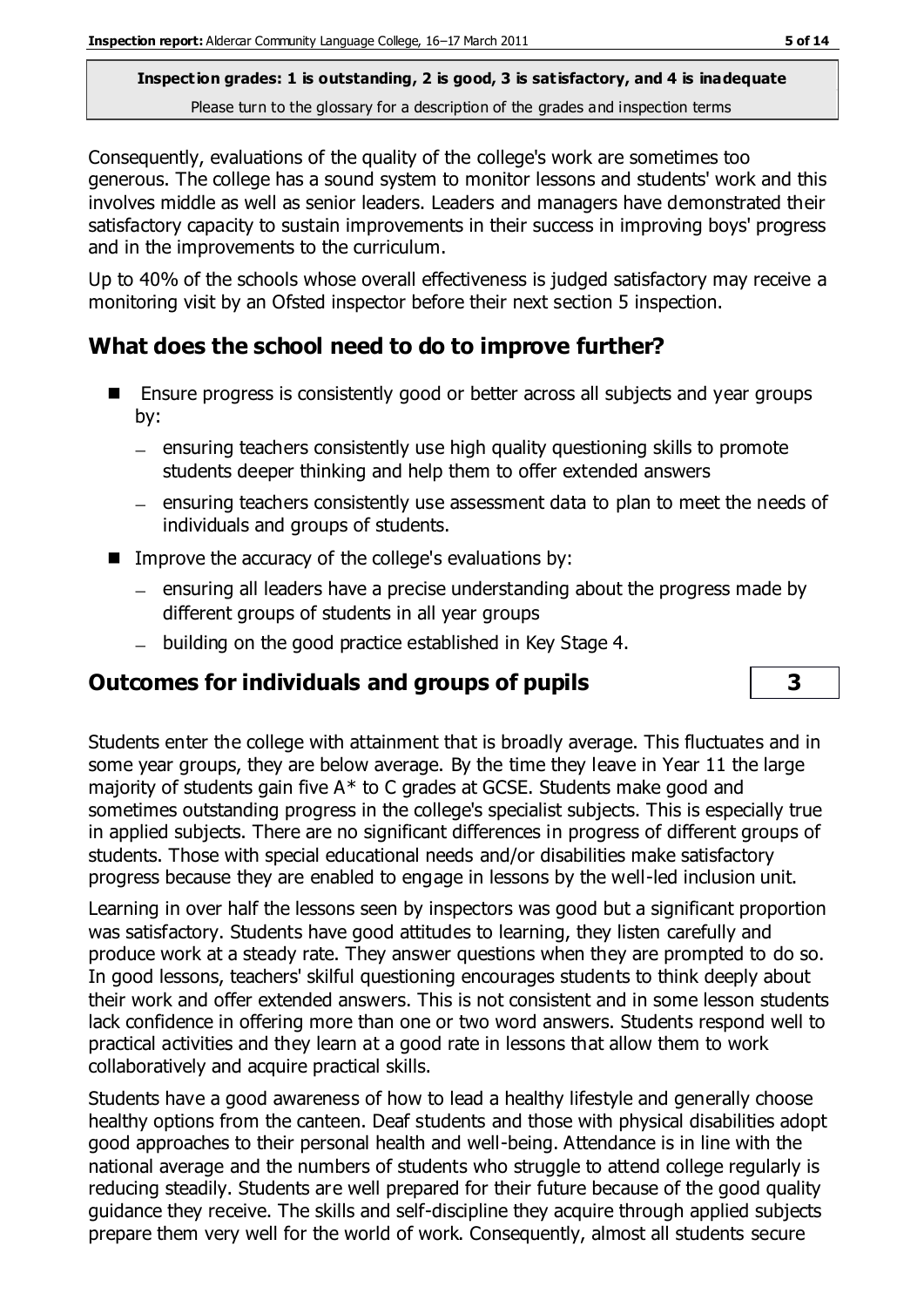**Inspection grades: 1 is outstanding, 2 is good, 3 is satisfactory, and 4 is inadequate**
Please turn to the glossary for a description of the grades and inspection terms

Consequently, evaluations of the quality of the college's work are sometimes too generous. The college has a sound system to monitor lessons and students' work and this involves middle as well as senior leaders. Leaders and managers have demonstrated their satisfactory capacity to sustain improvements in their success in improving boys' progress and in the improvements to the curriculum.

Up to 40% of the schools whose overall effectiveness is judged satisfactory may receive a monitoring visit by an Ofsted inspector before their next section 5 inspection.

## What does the school need to do to improve further?

- Ensure progress is consistently good or better across all subjects and year groups by:
  - ensuring teachers consistently use high quality questioning skills to promote students deeper thinking and help them to offer extended answers
  - ensuring teachers consistently use assessment data to plan to meet the needs of individuals and groups of students.
- Improve the accuracy of the college's evaluations by:
  - ensuring all leaders have a precise understanding about the progress made by different groups of students in all year groups
  - building on the good practice established in Key Stage 4.

## Outcomes for individuals and groups of pupils — 3

Students enter the college with attainment that is broadly average. This fluctuates and in some year groups, they are below average. By the time they leave in Year 11 the large majority of students gain five A* to C grades at GCSE. Students make good and sometimes outstanding progress in the college's specialist subjects. This is especially true in applied subjects. There are no significant differences in progress of different groups of students. Those with special educational needs and/or disabilities make satisfactory progress because they are enabled to engage in lessons by the well-led inclusion unit.

Learning in over half the lessons seen by inspectors was good but a significant proportion was satisfactory. Students have good attitudes to learning, they listen carefully and produce work at a steady rate. They answer questions when they are prompted to do so. In good lessons, teachers' skilful questioning encourages students to think deeply about their work and offer extended answers. This is not consistent and in some lesson students lack confidence in offering more than one or two word answers. Students respond well to practical activities and they learn at a good rate in lessons that allow them to work collaboratively and acquire practical skills.

Students have a good awareness of how to lead a healthy lifestyle and generally choose healthy options from the canteen. Deaf students and those with physical disabilities adopt good approaches to their personal health and well-being. Attendance is in line with the national average and the numbers of students who struggle to attend college regularly is reducing steadily. Students are well prepared for their future because of the good quality guidance they receive. The skills and self-discipline they acquire through applied subjects prepare them very well for the world of work. Consequently, almost all students secure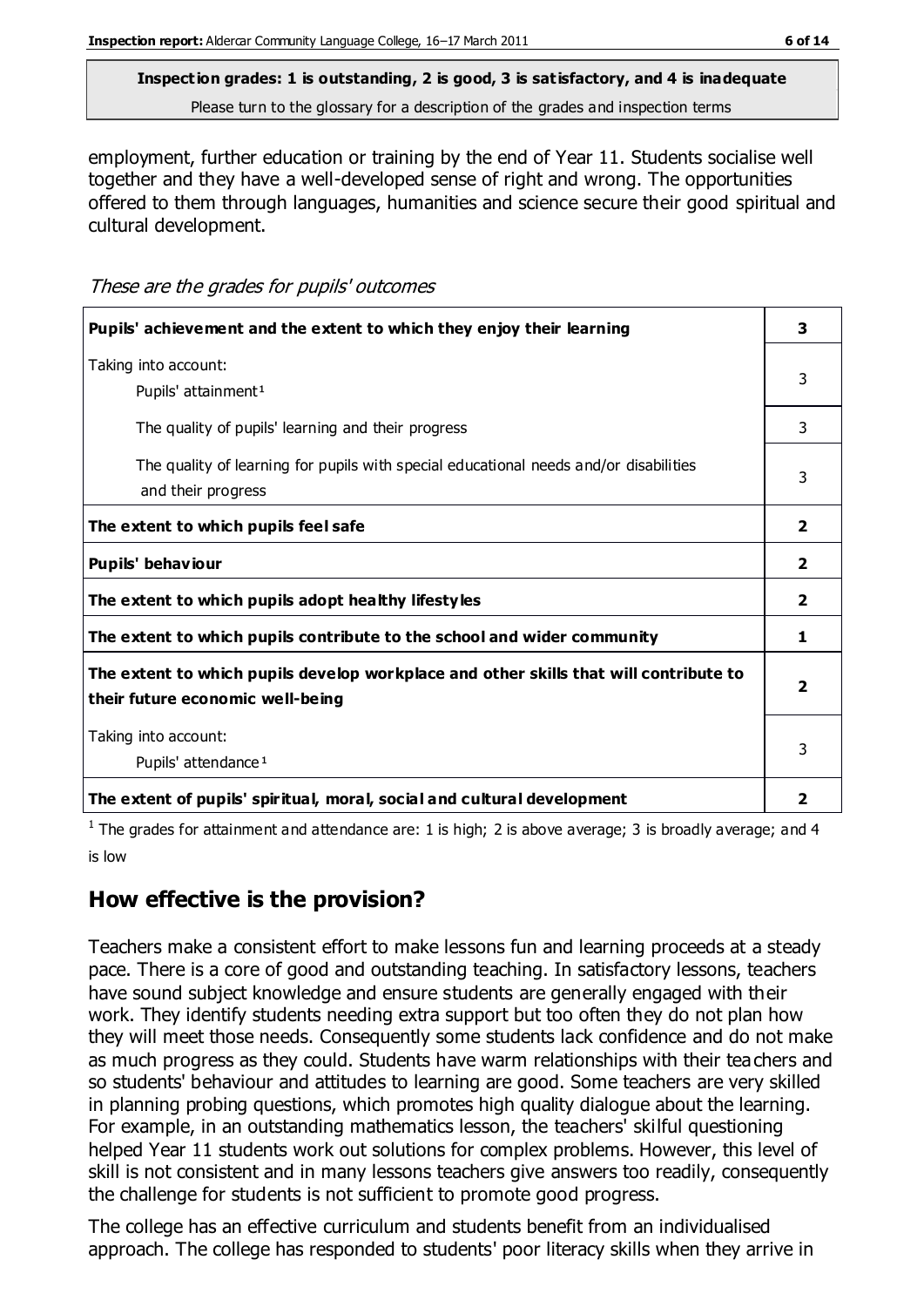**Inspection grades: 1 is outstanding, 2 is good, 3 is satisfactory, and 4 is inadequate**
Please turn to the glossary for a description of the grades and inspection terms

employment, further education or training by the end of Year 11. Students socialise well together and they have a well-developed sense of right and wrong. The opportunities offered to them through languages, humanities and science secure their good spiritual and cultural development.

*These are the grades for pupils' outcomes*

| | |
|---|---|
| **Pupils' achievement and the extent to which they enjoy their learning** | **3** |
| Taking into account: Pupils' attainment[1] | 3 |
| The quality of pupils' learning and their progress | 3 |
| The quality of learning for pupils with special educational needs and/or disabilities and their progress | 3 |
| **The extent to which pupils feel safe** | **2** |
| **Pupils' behaviour** | **2** |
| **The extent to which pupils adopt healthy lifestyles** | **2** |
| **The extent to which pupils contribute to the school and wider community** | **1** |
| **The extent to which pupils develop workplace and other skills that will contribute to their future economic well-being** | **2** |
| Taking into account: Pupils' attendance[1] | 3 |
| **The extent of pupils' spiritual, moral, social and cultural development** | **2** |

[1] The grades for attainment and attendance are: 1 is high; 2 is above average; 3 is broadly average; and 4 is low

## How effective is the provision?

Teachers make a consistent effort to make lessons fun and learning proceeds at a steady pace. There is a core of good and outstanding teaching. In satisfactory lessons, teachers have sound subject knowledge and ensure students are generally engaged with their work. They identify students needing extra support but too often they do not plan how they will meet those needs. Consequently some students lack confidence and do not make as much progress as they could. Students have warm relationships with their teachers and so students' behaviour and attitudes to learning are good. Some teachers are very skilled in planning probing questions, which promotes high quality dialogue about the learning. For example, in an outstanding mathematics lesson, the teachers' skilful questioning helped Year 11 students work out solutions for complex problems. However, this level of skill is not consistent and in many lessons teachers give answers too readily, consequently the challenge for students is not sufficient to promote good progress.

The college has an effective curriculum and students benefit from an individualised approach. The college has responded to students' poor literacy skills when they arrive in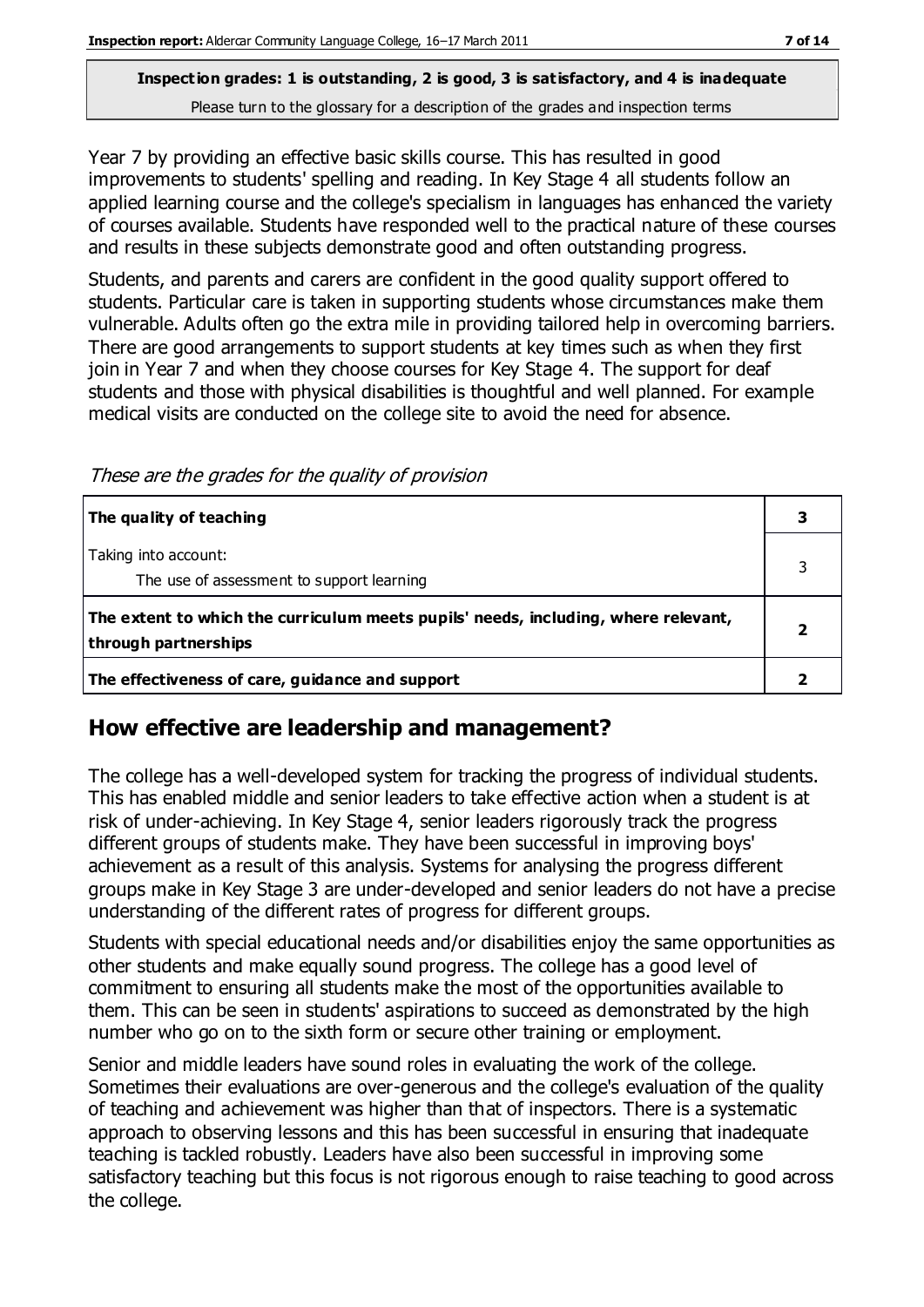**Inspection grades: 1 is outstanding, 2 is good, 3 is satisfactory, and 4 is inadequate**
Please turn to the glossary for a description of the grades and inspection terms

Year 7 by providing an effective basic skills course. This has resulted in good improvements to students' spelling and reading. In Key Stage 4 all students follow an applied learning course and the college's specialism in languages has enhanced the variety of courses available. Students have responded well to the practical nature of these courses and results in these subjects demonstrate good and often outstanding progress.

Students, and parents and carers are confident in the good quality support offered to students. Particular care is taken in supporting students whose circumstances make them vulnerable. Adults often go the extra mile in providing tailored help in overcoming barriers. There are good arrangements to support students at key times such as when they first join in Year 7 and when they choose courses for Key Stage 4. The support for deaf students and those with physical disabilities is thoughtful and well planned. For example medical visits are conducted on the college site to avoid the need for absence.

*These are the grades for the quality of provision*

| | |
|---|---|
| **The quality of teaching** | **3** |
| Taking into account:<br>The use of assessment to support learning | 3 |
| **The extent to which the curriculum meets pupils' needs, including, where relevant, through partnerships** | **2** |
| **The effectiveness of care, guidance and support** | **2** |

## How effective are leadership and management?

The college has a well-developed system for tracking the progress of individual students. This has enabled middle and senior leaders to take effective action when a student is at risk of under-achieving. In Key Stage 4, senior leaders rigorously track the progress different groups of students make. They have been successful in improving boys' achievement as a result of this analysis. Systems for analysing the progress different groups make in Key Stage 3 are under-developed and senior leaders do not have a precise understanding of the different rates of progress for different groups.

Students with special educational needs and/or disabilities enjoy the same opportunities as other students and make equally sound progress. The college has a good level of commitment to ensuring all students make the most of the opportunities available to them. This can be seen in students' aspirations to succeed as demonstrated by the high number who go on to the sixth form or secure other training or employment.

Senior and middle leaders have sound roles in evaluating the work of the college. Sometimes their evaluations are over-generous and the college's evaluation of the quality of teaching and achievement was higher than that of inspectors. There is a systematic approach to observing lessons and this has been successful in ensuring that inadequate teaching is tackled robustly. Leaders have also been successful in improving some satisfactory teaching but this focus is not rigorous enough to raise teaching to good across the college.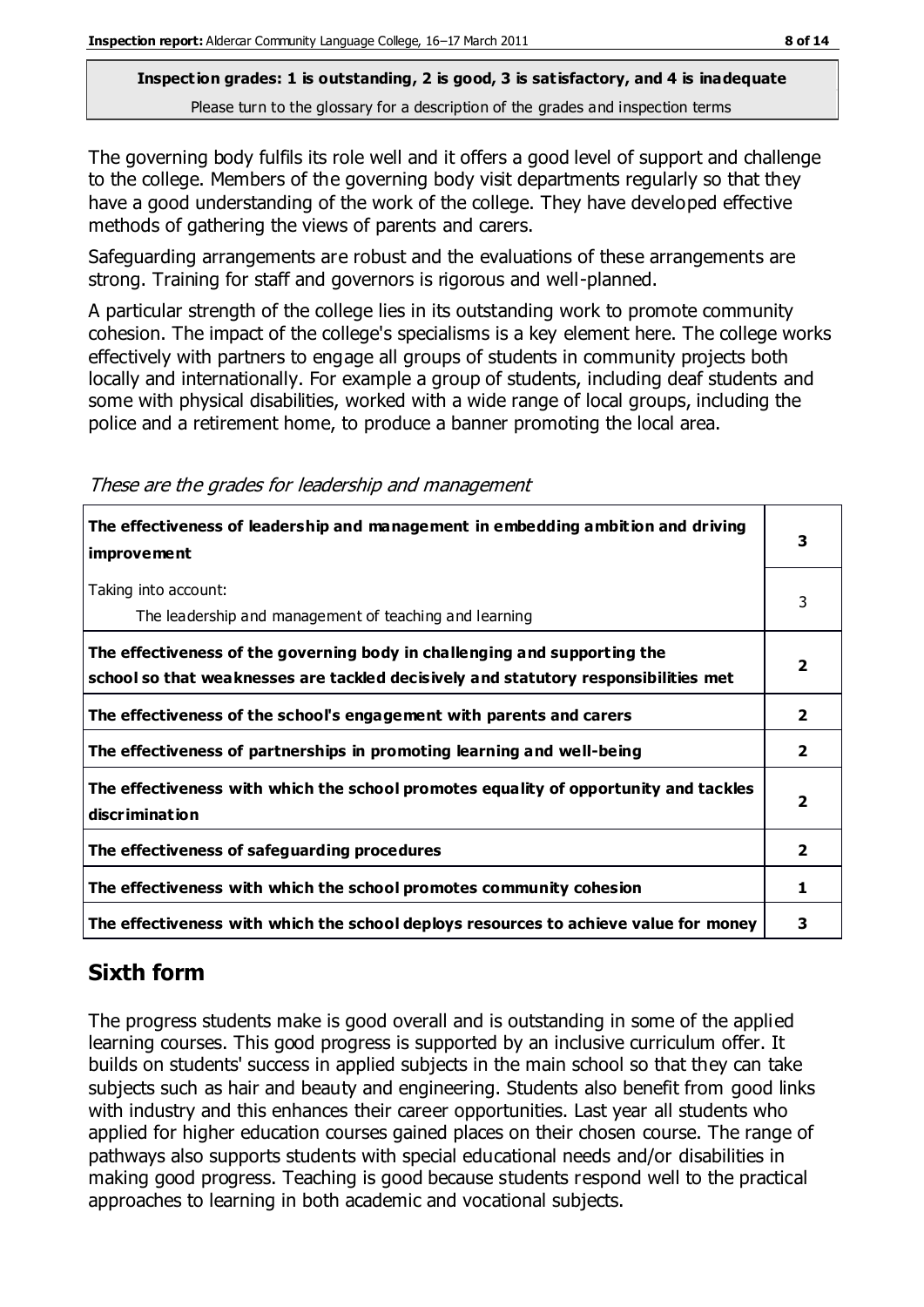**Inspection grades: 1 is outstanding, 2 is good, 3 is satisfactory, and 4 is inadequate**
Please turn to the glossary for a description of the grades and inspection terms

The governing body fulfils its role well and it offers a good level of support and challenge to the college. Members of the governing body visit departments regularly so that they have a good understanding of the work of the college. They have developed effective methods of gathering the views of parents and carers.

Safeguarding arrangements are robust and the evaluations of these arrangements are strong. Training for staff and governors is rigorous and well-planned.

A particular strength of the college lies in its outstanding work to promote community cohesion. The impact of the college's specialisms is a key element here. The college works effectively with partners to engage all groups of students in community projects both locally and internationally. For example a group of students, including deaf students and some with physical disabilities, worked with a wide range of local groups, including the police and a retirement home, to produce a banner promoting the local area.

*These are the grades for leadership and management*

| | |
|---|---|
| **The effectiveness of leadership and management in embedding ambition and driving improvement** | **3** |
| Taking into account:<br>The leadership and management of teaching and learning | 3 |
| **The effectiveness of the governing body in challenging and supporting the school so that weaknesses are tackled decisively and statutory responsibilities met** | **2** |
| **The effectiveness of the school's engagement with parents and carers** | **2** |
| **The effectiveness of partnerships in promoting learning and well-being** | **2** |
| **The effectiveness with which the school promotes equality of opportunity and tackles discrimination** | **2** |
| **The effectiveness of safeguarding procedures** | **2** |
| **The effectiveness with which the school promotes community cohesion** | **1** |
| **The effectiveness with which the school deploys resources to achieve value for money** | **3** |

## Sixth form

The progress students make is good overall and is outstanding in some of the applied learning courses. This good progress is supported by an inclusive curriculum offer. It builds on students' success in applied subjects in the main school so that they can take subjects such as hair and beauty and engineering. Students also benefit from good links with industry and this enhances their career opportunities. Last year all students who applied for higher education courses gained places on their chosen course. The range of pathways also supports students with special educational needs and/or disabilities in making good progress. Teaching is good because students respond well to the practical approaches to learning in both academic and vocational subjects.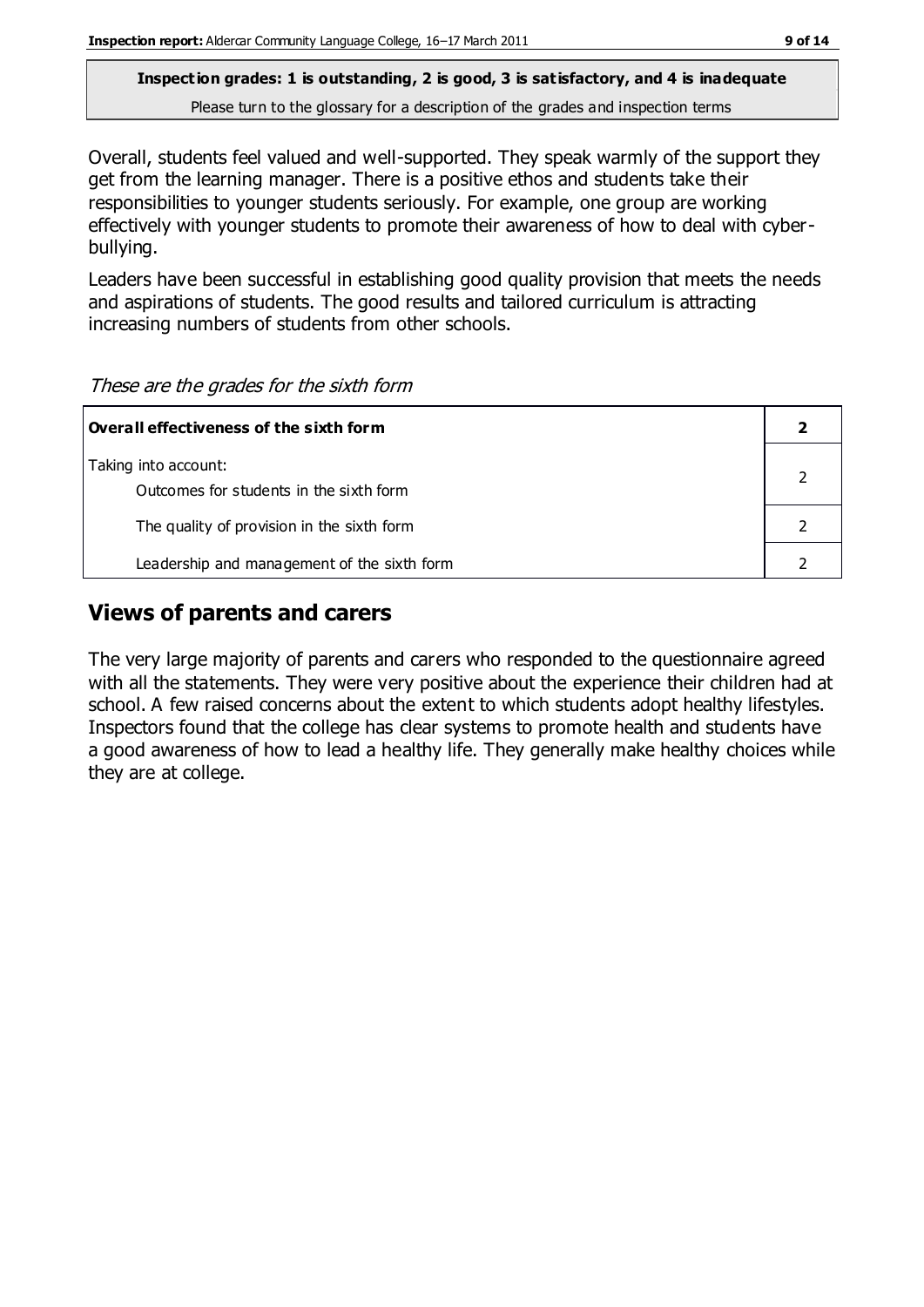**Inspection grades: 1 is outstanding, 2 is good, 3 is satisfactory, and 4 is inadequate**
Please turn to the glossary for a description of the grades and inspection terms

Overall, students feel valued and well-supported. They speak warmly of the support they get from the learning manager. There is a positive ethos and students take their responsibilities to younger students seriously. For example, one group are working effectively with younger students to promote their awareness of how to deal with cyber-bullying.

Leaders have been successful in establishing good quality provision that meets the needs and aspirations of students. The good results and tailored curriculum is attracting increasing numbers of students from other schools.

*These are the grades for the sixth form*

| **Overall effectiveness of the sixth form** | **2** |
|---|---|
| Taking into account:<br>Outcomes for students in the sixth form | 2 |
| The quality of provision in the sixth form | 2 |
| Leadership and management of the sixth form | 2 |

## Views of parents and carers

The very large majority of parents and carers who responded to the questionnaire agreed with all the statements. They were very positive about the experience their children had at school. A few raised concerns about the extent to which students adopt healthy lifestyles. Inspectors found that the college has clear systems to promote health and students have a good awareness of how to lead a healthy life. They generally make healthy choices while they are at college.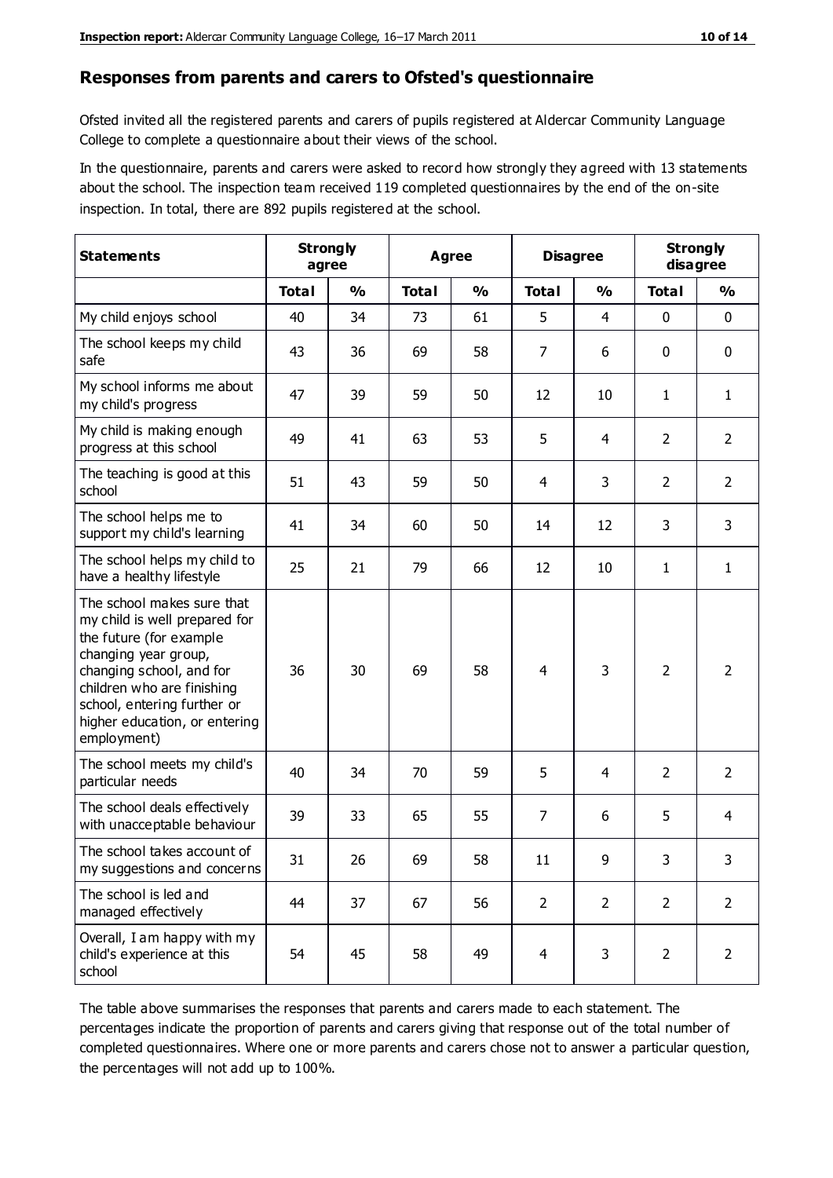## Responses from parents and carers to Ofsted's questionnaire

Ofsted invited all the registered parents and carers of pupils registered at Aldercar Community Language College to complete a questionnaire about their views of the school.

In the questionnaire, parents and carers were asked to record how strongly they agreed with 13 statements about the school. The inspection team received 119 completed questionnaires by the end of the on-site inspection. In total, there are 892 pupils registered at the school.

| Statements | Strongly agree | | Agree | | Disagree | | Strongly disagree | |
|---|---|---|---|---|---|---|---|---|
| | **Total** | **%** | **Total** | **%** | **Total** | **%** | **Total** | **%** |
| My child enjoys school | 40 | 34 | 73 | 61 | 5 | 4 | 0 | 0 |
| The school keeps my child safe | 43 | 36 | 69 | 58 | 7 | 6 | 0 | 0 |
| My school informs me about my child's progress | 47 | 39 | 59 | 50 | 12 | 10 | 1 | 1 |
| My child is making enough progress at this school | 49 | 41 | 63 | 53 | 5 | 4 | 2 | 2 |
| The teaching is good at this school | 51 | 43 | 59 | 50 | 4 | 3 | 2 | 2 |
| The school helps me to support my child's learning | 41 | 34 | 60 | 50 | 14 | 12 | 3 | 3 |
| The school helps my child to have a healthy lifestyle | 25 | 21 | 79 | 66 | 12 | 10 | 1 | 1 |
| The school makes sure that my child is well prepared for the future (for example changing year group, changing school, and for children who are finishing school, entering further or higher education, or entering employment) | 36 | 30 | 69 | 58 | 4 | 3 | 2 | 2 |
| The school meets my child's particular needs | 40 | 34 | 70 | 59 | 5 | 4 | 2 | 2 |
| The school deals effectively with unacceptable behaviour | 39 | 33 | 65 | 55 | 7 | 6 | 5 | 4 |
| The school takes account of my suggestions and concerns | 31 | 26 | 69 | 58 | 11 | 9 | 3 | 3 |
| The school is led and managed effectively | 44 | 37 | 67 | 56 | 2 | 2 | 2 | 2 |
| Overall, I am happy with my child's experience at this school | 54 | 45 | 58 | 49 | 4 | 3 | 2 | 2 |

The table above summarises the responses that parents and carers made to each statement. The percentages indicate the proportion of parents and carers giving that response out of the total number of completed questionnaires. Where one or more parents and carers chose not to answer a particular question, the percentages will not add up to 100%.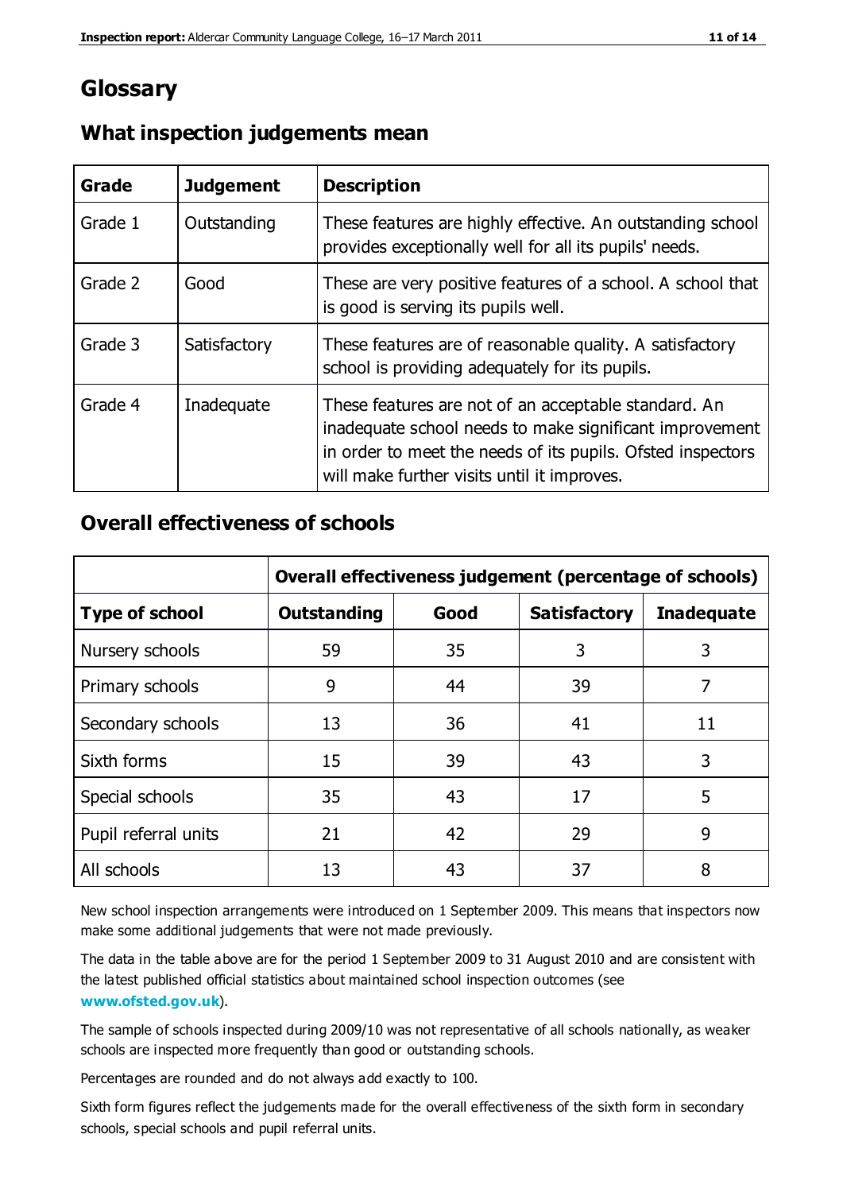# Glossary

## What inspection judgements mean

| Grade | Judgement | Description |
|---|---|---|
| Grade 1 | Outstanding | These features are highly effective. An outstanding school provides exceptionally well for all its pupils' needs. |
| Grade 2 | Good | These are very positive features of a school. A school that is good is serving its pupils well. |
| Grade 3 | Satisfactory | These features are of reasonable quality. A satisfactory school is providing adequately for its pupils. |
| Grade 4 | Inadequate | These features are not of an acceptable standard. An inadequate school needs to make significant improvement in order to meet the needs of its pupils. Ofsted inspectors will make further visits until it improves. |

## Overall effectiveness of schools

| | Overall effectiveness judgement (percentage of schools) | | | |
|---|---|---|---|---|
| **Type of school** | **Outstanding** | **Good** | **Satisfactory** | **Inadequate** |
| Nursery schools | 59 | 35 | 3 | 3 |
| Primary schools | 9 | 44 | 39 | 7 |
| Secondary schools | 13 | 36 | 41 | 11 |
| Sixth forms | 15 | 39 | 43 | 3 |
| Special schools | 35 | 43 | 17 | 5 |
| Pupil referral units | 21 | 42 | 29 | 9 |
| All schools | 13 | 43 | 37 | 8 |

New school inspection arrangements were introduced on 1 September 2009. This means that inspectors now make some additional judgements that were not made previously.

The data in the table above are for the period 1 September 2009 to 31 August 2010 and are consistent with the latest published official statistics about maintained school inspection outcomes (see **www.ofsted.gov.uk**).

The sample of schools inspected during 2009/10 was not representative of all schools nationally, as weaker schools are inspected more frequently than good or outstanding schools.

Percentages are rounded and do not always add exactly to 100.

Sixth form figures reflect the judgements made for the overall effectiveness of the sixth form in secondary schools, special schools and pupil referral units.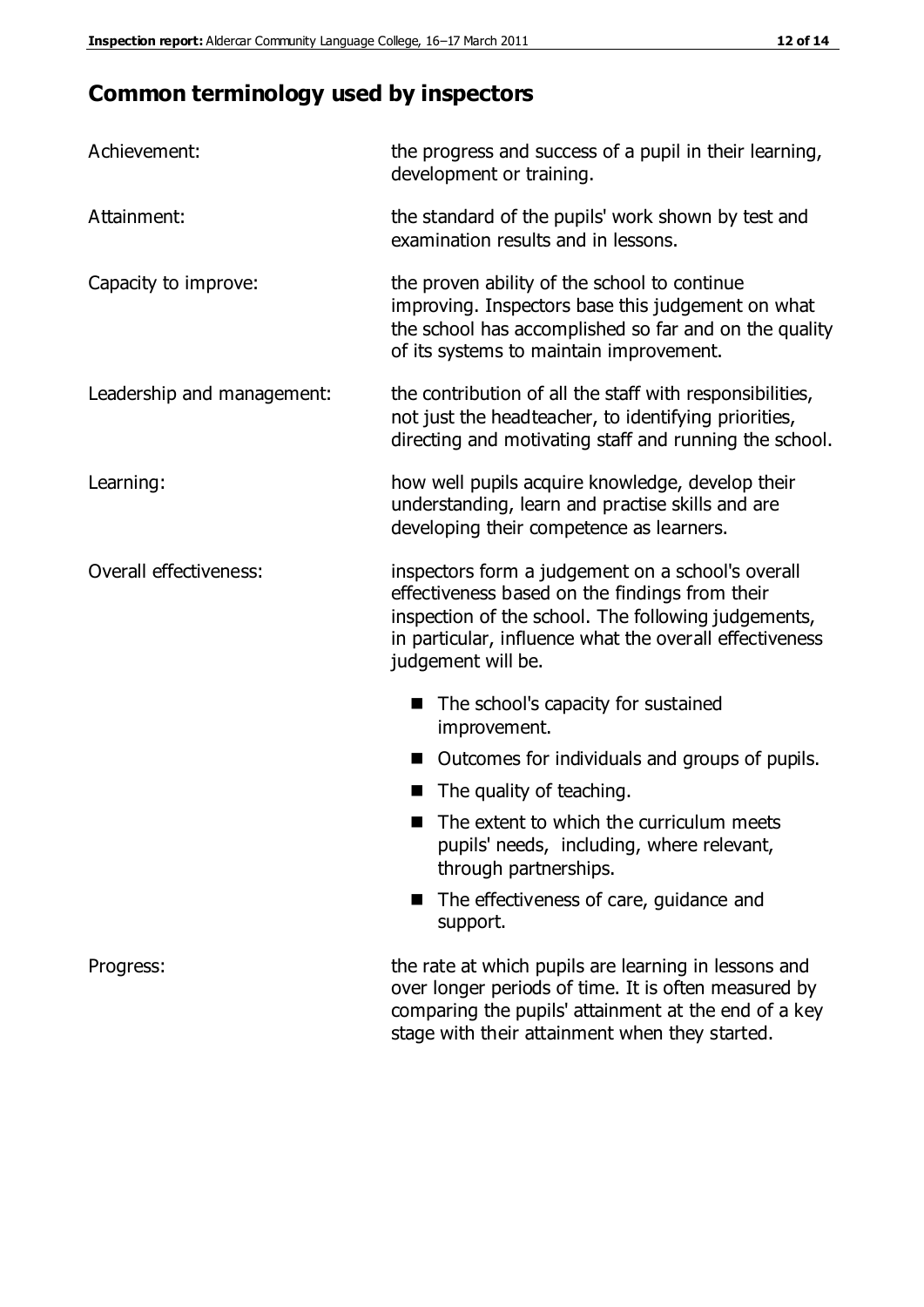## Common terminology used by inspectors

| | |
|---|---|
| Achievement: | the progress and success of a pupil in their learning, development or training. |
| Attainment: | the standard of the pupils' work shown by test and examination results and in lessons. |
| Capacity to improve: | the proven ability of the school to continue improving. Inspectors base this judgement on what the school has accomplished so far and on the quality of its systems to maintain improvement. |
| Leadership and management: | the contribution of all the staff with responsibilities, not just the headteacher, to identifying priorities, directing and motivating staff and running the school. |
| Learning: | how well pupils acquire knowledge, develop their understanding, learn and practise skills and are developing their competence as learners. |
| Overall effectiveness: | inspectors form a judgement on a school's overall effectiveness based on the findings from their inspection of the school. The following judgements, in particular, influence what the overall effectiveness judgement will be.<br>■ The school's capacity for sustained improvement.<br>■ Outcomes for individuals and groups of pupils.<br>■ The quality of teaching.<br>■ The extent to which the curriculum meets pupils' needs, including, where relevant, through partnerships.<br>■ The effectiveness of care, guidance and support. |
| Progress: | the rate at which pupils are learning in lessons and over longer periods of time. It is often measured by comparing the pupils' attainment at the end of a key stage with their attainment when they started. |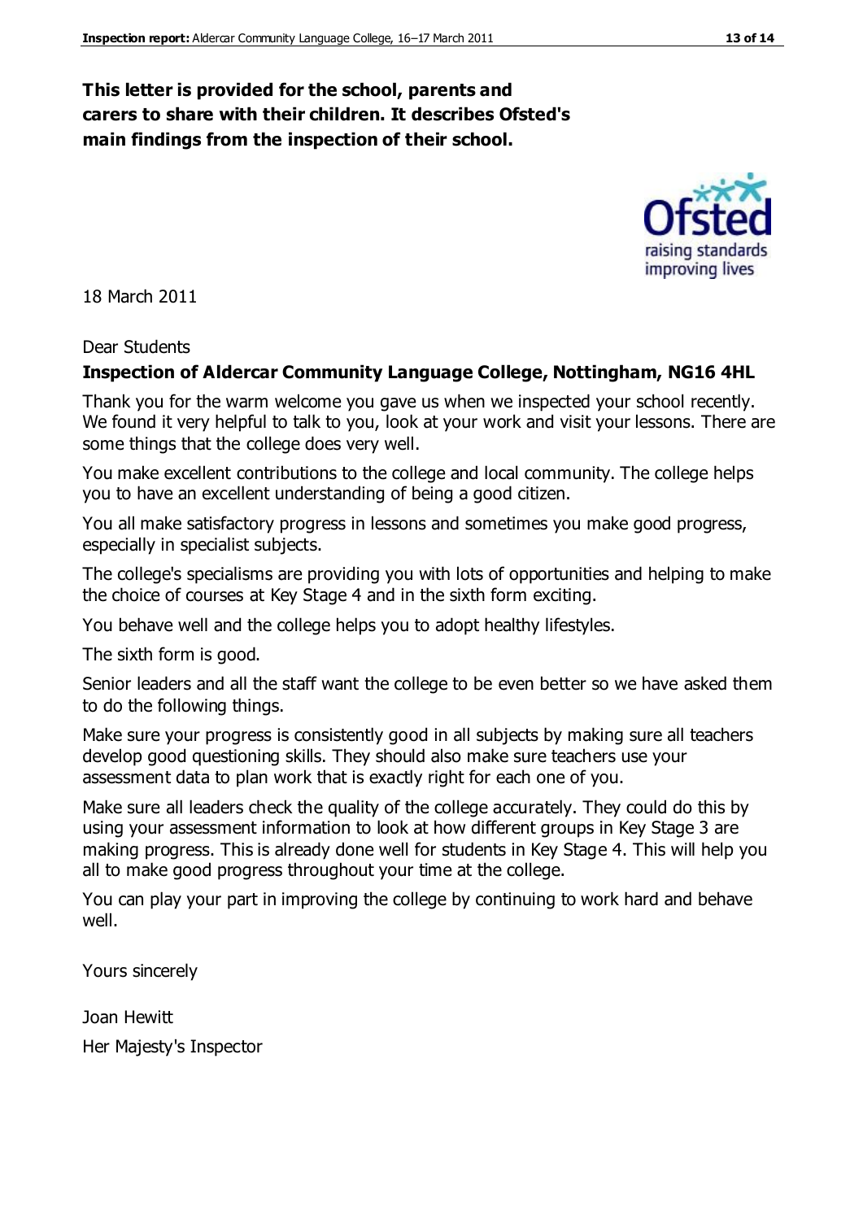**This letter is provided for the school, parents and carers to share with their children. It describes Ofsted's main findings from the inspection of their school.**

18 March 2011

Dear Students

**Inspection of Aldercar Community Language College, Nottingham, NG16 4HL**

Thank you for the warm welcome you gave us when we inspected your school recently. We found it very helpful to talk to you, look at your work and visit your lessons. There are some things that the college does very well.

You make excellent contributions to the college and local community. The college helps you to have an excellent understanding of being a good citizen.

You all make satisfactory progress in lessons and sometimes you make good progress, especially in specialist subjects.

The college's specialisms are providing you with lots of opportunities and helping to make the choice of courses at Key Stage 4 and in the sixth form exciting.

You behave well and the college helps you to adopt healthy lifestyles.

The sixth form is good.

Senior leaders and all the staff want the college to be even better so we have asked them to do the following things.

Make sure your progress is consistently good in all subjects by making sure all teachers develop good questioning skills. They should also make sure teachers use your assessment data to plan work that is exactly right for each one of you.

Make sure all leaders check the quality of the college accurately. They could do this by using your assessment information to look at how different groups in Key Stage 3 are making progress. This is already done well for students in Key Stage 4. This will help you all to make good progress throughout your time at the college.

You can play your part in improving the college by continuing to work hard and behave well.

Yours sincerely

Joan Hewitt

Her Majesty's Inspector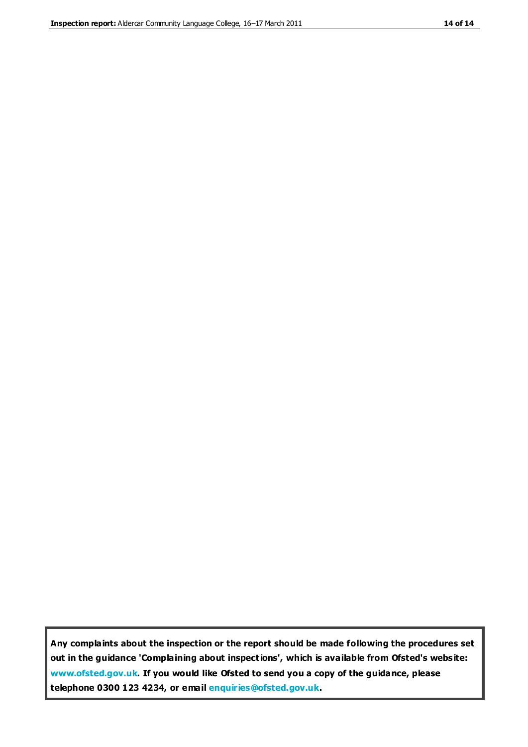**Any complaints about the inspection or the report should be made following the procedures set out in the guidance 'Complaining about inspections', which is available from Ofsted's website: www.ofsted.gov.uk. If you would like Ofsted to send you a copy of the guidance, please telephone 0300 123 4234, or email enquiries@ofsted.gov.uk.**